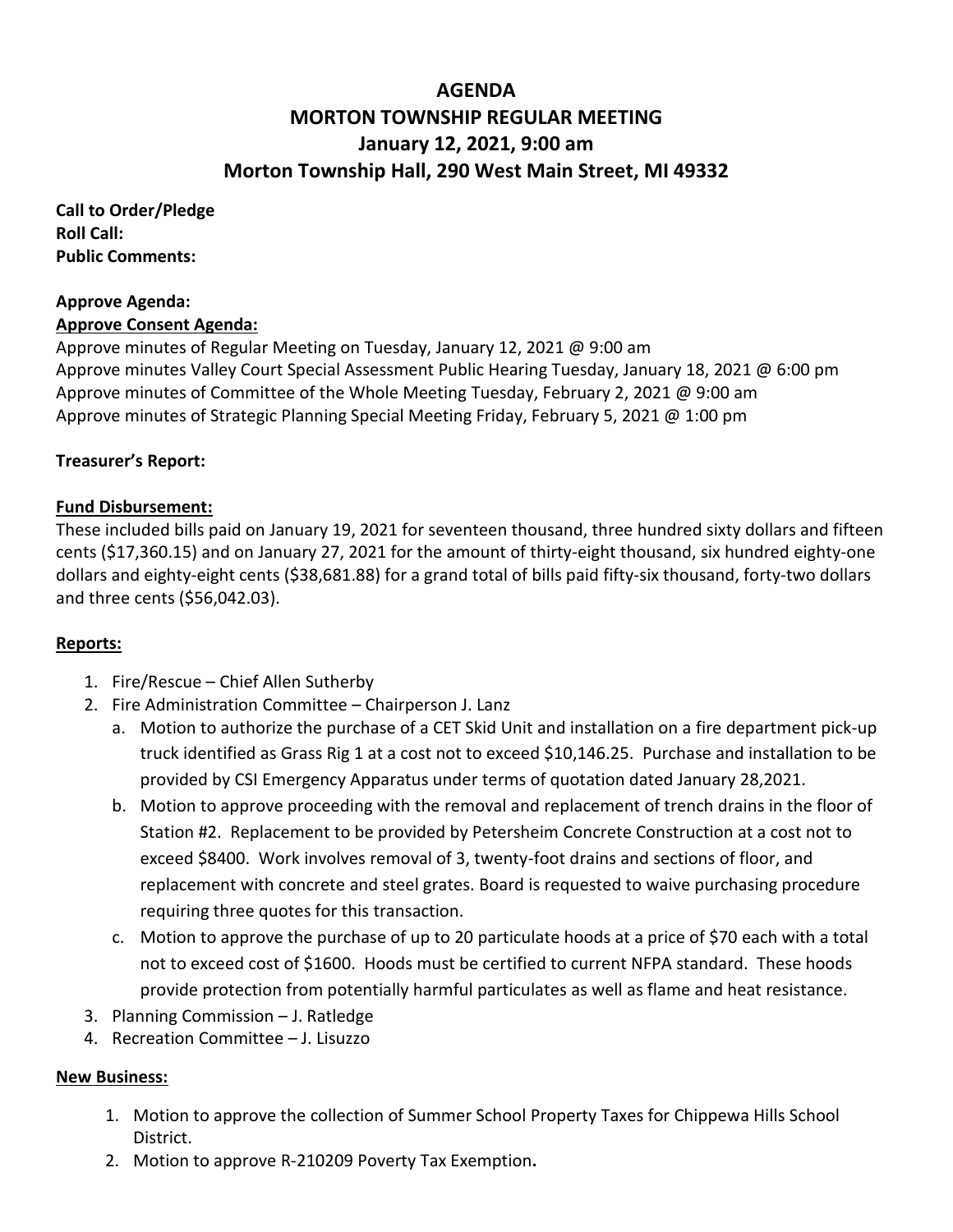# AGENDA
# MORTON TOWNSHIP REGULAR MEETING
## January 12, 2021, 9:00 am
## Morton Township Hall, 290 West Main Street, MI 49332

**Call to Order/Pledge**
**Roll Call:**
**Public Comments:**

**Approve Agenda:**
**Approve Consent Agenda:**
Approve minutes of Regular Meeting on Tuesday, January 12, 2021 @ 9:00 am
Approve minutes Valley Court Special Assessment Public Hearing Tuesday, January 18, 2021 @ 6:00 pm
Approve minutes of Committee of the Whole Meeting Tuesday, February 2, 2021 @ 9:00 am
Approve minutes of Strategic Planning Special Meeting Friday, February 5, 2021 @ 1:00 pm

**Treasurer's Report:**

**Fund Disbursement:**
These included bills paid on January 19, 2021 for seventeen thousand, three hundred sixty dollars and fifteen cents ($17,360.15) and on January 27, 2021 for the amount of thirty-eight thousand, six hundred eighty-one dollars and eighty-eight cents ($38,681.88) for a grand total of bills paid fifty-six thousand, forty-two dollars and three cents ($56,042.03).

**Reports:**

1. Fire/Rescue – Chief Allen Sutherby
2. Fire Administration Committee – Chairperson J. Lanz
   a. Motion to authorize the purchase of a CET Skid Unit and installation on a fire department pick-up truck identified as Grass Rig 1 at a cost not to exceed $10,146.25. Purchase and installation to be provided by CSI Emergency Apparatus under terms of quotation dated January 28,2021.
   b. Motion to approve proceeding with the removal and replacement of trench drains in the floor of Station #2. Replacement to be provided by Petersheim Concrete Construction at a cost not to exceed $8400. Work involves removal of 3, twenty-foot drains and sections of floor, and replacement with concrete and steel grates. Board is requested to waive purchasing procedure requiring three quotes for this transaction.
   c. Motion to approve the purchase of up to 20 particulate hoods at a price of $70 each with a total not to exceed cost of $1600. Hoods must be certified to current NFPA standard. These hoods provide protection from potentially harmful particulates as well flame and heat resistance.
3. Planning Commission – J. Ratledge
4. Recreation Committee – J. Lisuzzo

**New Business:**

1. Motion to approve the collection of Summer School Property Taxes for Chippewa Hills School District.
2. Motion to approve R-210209 Poverty Tax Exemption**.**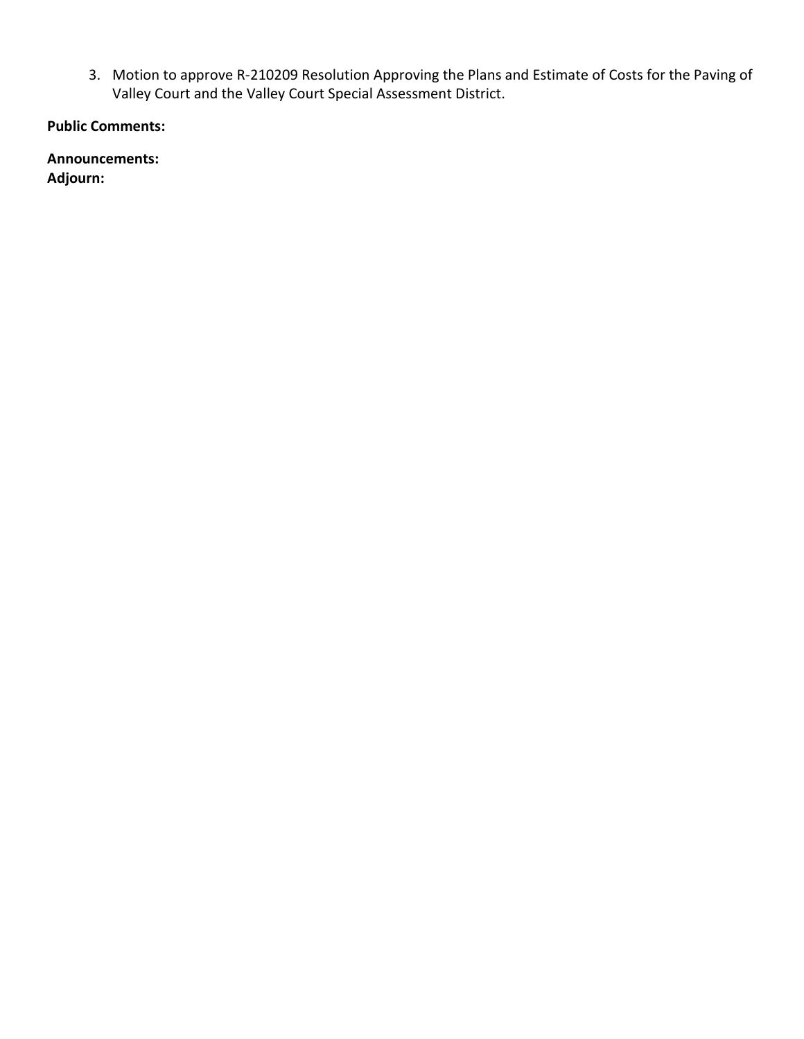3. Motion to approve R-210209 Resolution Approving the Plans and Estimate of Costs for the Paving of Valley Court and the Valley Court Special Assessment District.

**Public Comments:**

**Announcements:**
**Adjourn:**